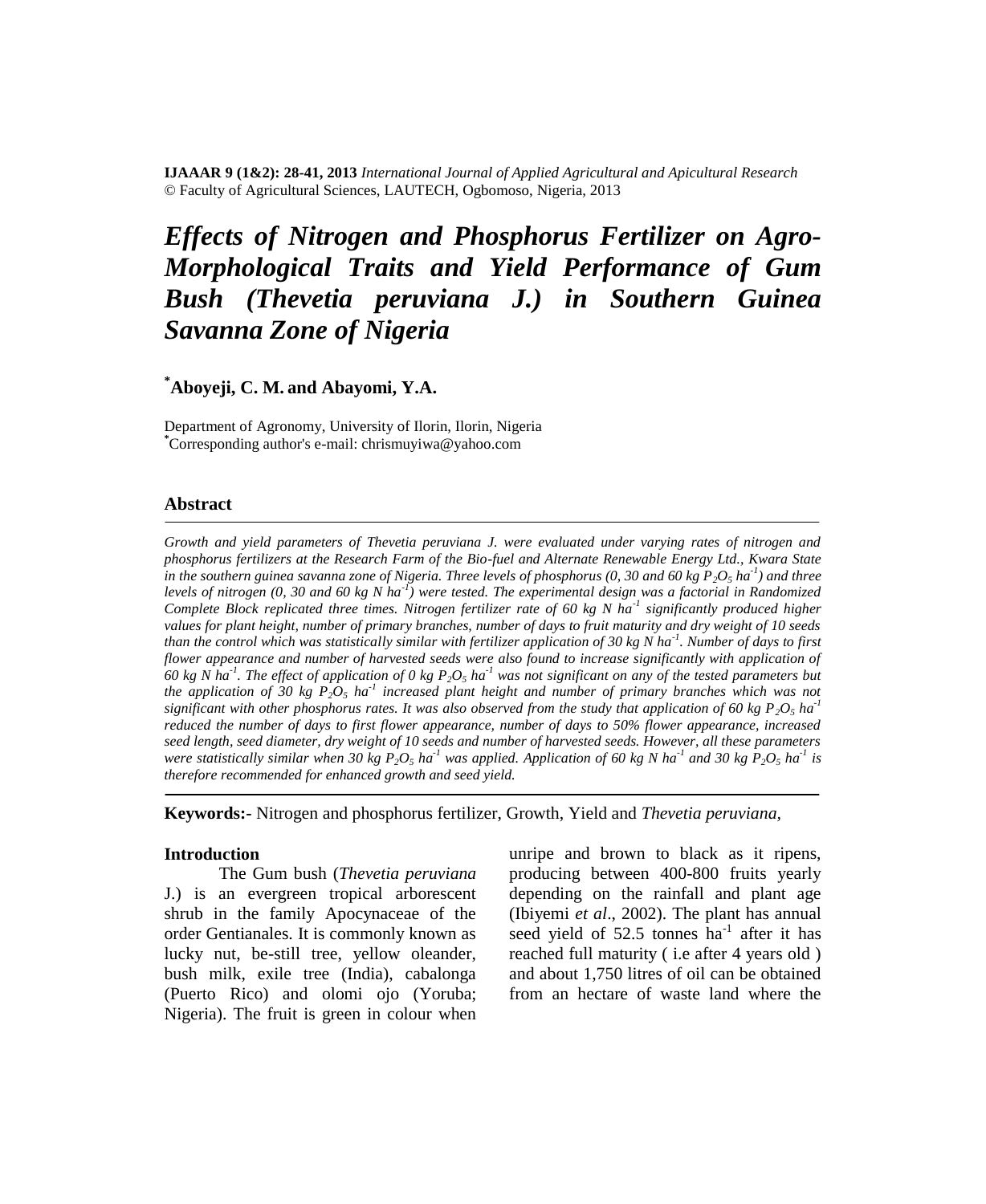**IJAAAR 9 (1&2): 28-41, 2013** *International Journal of Applied Agricultural and Apicultural Research*
© Faculty of Agricultural Sciences, LAUTECH, Ogbomoso, Nigeria, 2013

# *Effects of Nitrogen and Phosphorus Fertilizer on Agro-Morphological Traits and Yield Performance of Gum Bush (Thevetia peruviana J.) in Southern Guinea Savanna Zone of Nigeria*

**[*]Aboyeji, C. M. and Abayomi, Y.A.**

Department of Agronomy, University of Ilorin, Ilorin, Nigeria
[*]Corresponding author's e-mail: chrismuyiwa@yahoo.com

## Abstract

*Growth and yield parameters of Thevetia peruviana J. were evaluated under varying rates of nitrogen and phosphorus fertilizers at the Research Farm of the Bio-fuel and Alternate Renewable Energy Ltd., Kwara State in the southern guinea savanna zone of Nigeria. Three levels of phosphorus (0, 30 and 60 kg $P_2O_5$ $ha^{-1}$) and three levels of nitrogen (0, 30 and 60 kg N $ha^{-1}$) were tested. The experimental design was a factorial in Randomized Complete Block replicated three times. Nitrogen fertilizer rate of 60 kg N $ha^{-1}$ significantly produced higher values for plant height, number of primary branches, number of days to fruit maturity and dry weight of 10 seeds than the control which was statistically similar with fertilizer application of 30 kg N $ha^{-1}$. Number of days to first flower appearance and number of harvested seeds were also found to increase significantly with application of 60 kg N $ha^{-1}$. The effect of application of 0 kg $P_2O_5$ $ha^{-1}$ was not significant on any of the tested parameters but the application of 30 kg $P_2O_5$ $ha^{-1}$ increased plant height and number of primary branches which was not significant with other phosphorus rates. It was also observed from the study that application of 60 kg $P_2O_5$ $ha^{-1}$ reduced the number of days to first flower appearance, number of days to 50% flower appearance, increased seed length, seed diameter, dry weight of 10 seeds and number of harvested seeds. However, all these parameters were statistically similar when 30 kg $P_2O_5$ $ha^{-1}$ was applied. Application of 60 kg N $ha^{-1}$ and 30 kg $P_2O_5$ $ha^{-1}$ is therefore recommended for enhanced growth and seed yield.*

**Keywords:-** Nitrogen and phosphorus fertilizer, Growth, Yield and *Thevetia peruviana*,

## Introduction

The Gum bush (*Thevetia peruviana* J.) is an evergreen tropical arborescent shrub in the family Apocynaceae of the order Gentianales. It is commonly known as lucky nut, be-still tree, yellow oleander, bush milk, exile tree (India), cabalonga (Puerto Rico) and olomi ojo (Yoruba; Nigeria). The fruit is green in colour when unripe and brown to black as it ripens, producing between 400-800 fruits yearly depending on the rainfall and plant age (Ibiyemi *et al*., 2002). The plant has annual seed yield of 52.5 tonnes $ha^{-1}$ after it has reached full maturity ( i.e after 4 years old ) and about 1,750 litres of oil can be obtained from an hectare of waste land where the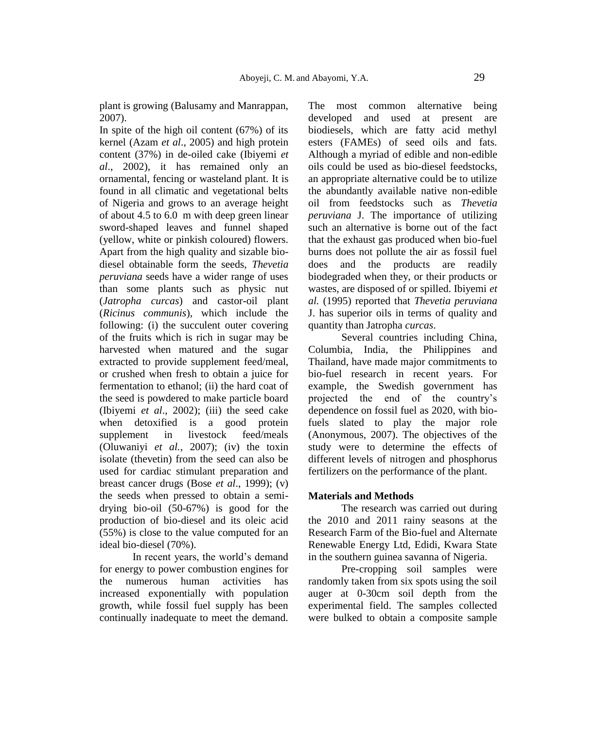plant is growing (Balusamy and Manrappan, 2007).

In spite of the high oil content (67%) of its kernel (Azam *et al*., 2005) and high protein content (37%) in de-oiled cake (Ibiyemi *et al*., 2002), it has remained only an ornamental, fencing or wasteland plant. It is found in all climatic and vegetational belts of Nigeria and grows to an average height of about 4.5 to 6.0 m with deep green linear sword-shaped leaves and funnel shaped (yellow, white or pinkish coloured) flowers. Apart from the high quality and sizable bio-diesel obtainable form the seeds, *Thevetia peruviana* seeds have a wider range of uses than some plants such as physic nut (*Jatropha curcas*) and castor-oil plant (*Ricinus communis*), which include the following: (i) the succulent outer covering of the fruits which is rich in sugar may be harvested when matured and the sugar extracted to provide supplement feed/meal, or crushed when fresh to obtain a juice for fermentation to ethanol; (ii) the hard coat of the seed is powdered to make particle board (Ibiyemi *et al*., 2002); (iii) the seed cake when detoxified is a good protein supplement in livestock feed/meals (Oluwaniyi *et al.*, 2007); (iv) the toxin isolate (thevetin) from the seed can also be used for cardiac stimulant preparation and breast cancer drugs (Bose *et al*., 1999); (v) the seeds when pressed to obtain a semi-drying bio-oil (50-67%) is good for the production of bio-diesel and its oleic acid (55%) is close to the value computed for an ideal bio-diesel (70%).

In recent years, the world's demand for energy to power combustion engines for the numerous human activities has increased exponentially with population growth, while fossil fuel supply has been continually inadequate to meet the demand. The most common alternative being developed and used at present are biodiesels, which are fatty acid methyl esters (FAMEs) of seed oils and fats. Although a myriad of edible and non-edible oils could be used as bio-diesel feedstocks, an appropriate alternative could be to utilize the abundantly available native non-edible oil from feedstocks such as *Thevetia peruviana* J. The importance of utilizing such an alternative is borne out of the fact that the exhaust gas produced when bio-fuel burns does not pollute the air as fossil fuel does and the products are readily biodegraded when they, or their products or wastes, are disposed of or spilled. Ibiyemi *et al.* (1995) reported that *Thevetia peruviana* J. has superior oils in terms of quality and quantity than Jatropha *curcas*.

Several countries including China, Columbia, India, the Philippines and Thailand, have made major commitments to bio-fuel research in recent years. For example, the Swedish government has projected the end of the country's dependence on fossil fuel as 2020, with bio-fuels slated to play the major role (Anonymous, 2007). The objectives of the study were to determine the effects of different levels of nitrogen and phosphorus fertilizers on the performance of the plant.

## Materials and Methods

The research was carried out during the 2010 and 2011 rainy seasons at the Research Farm of the Bio-fuel and Alternate Renewable Energy Ltd, Edidi, Kwara State in the southern guinea savanna of Nigeria.

Pre-cropping soil samples were randomly taken from six spots using the soil auger at 0-30cm soil depth from the experimental field. The samples collected were bulked to obtain a composite sample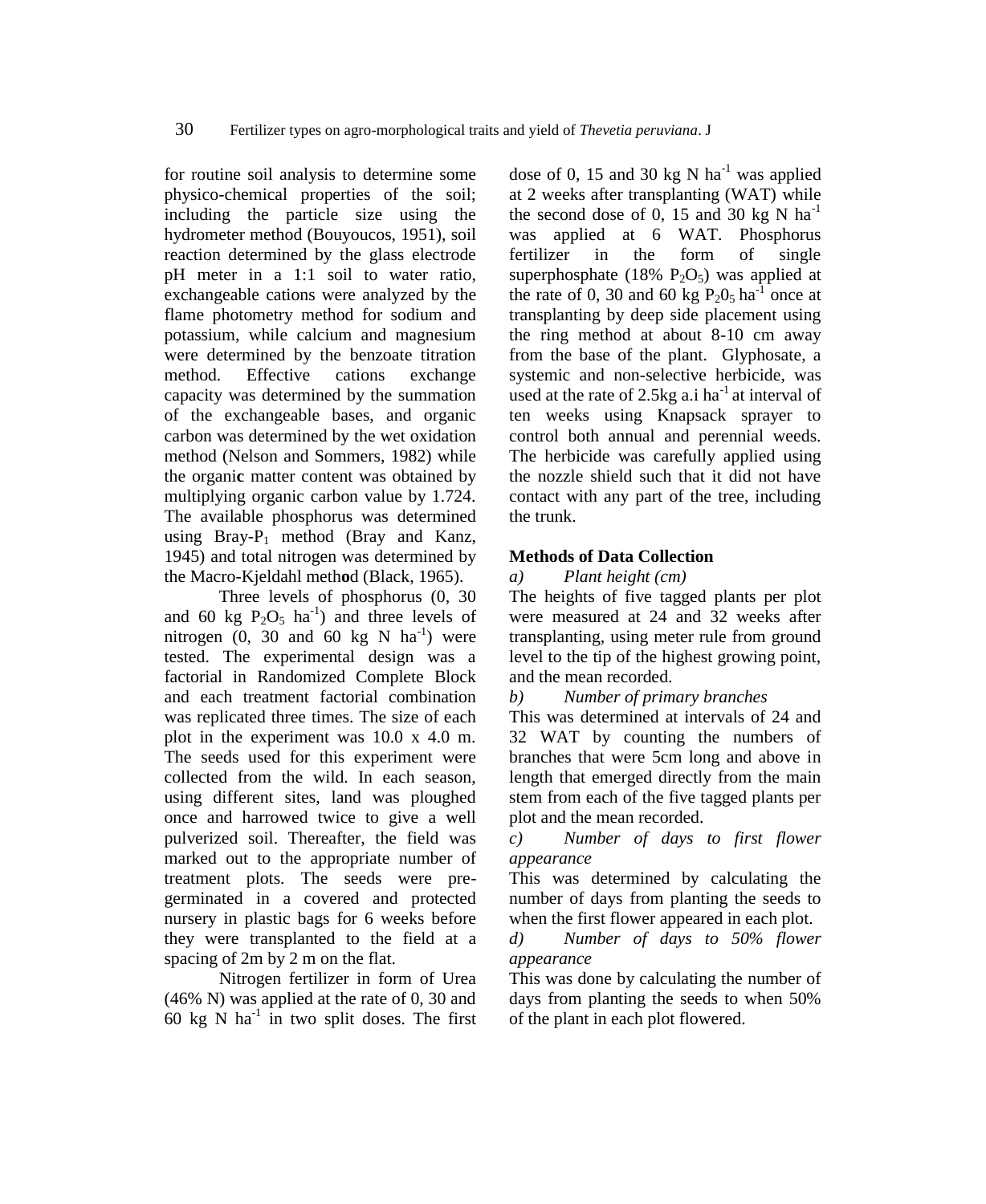for routine soil analysis to determine some physico-chemical properties of the soil; including the particle size using the hydrometer method (Bouyoucos, 1951), soil reaction determined by the glass electrode pH meter in a 1:1 soil to water ratio, exchangeable cations were analyzed by the flame photometry method for sodium and potassium, while calcium and magnesium were determined by the benzoate titration method. Effective cations exchange capacity was determined by the summation of the exchangeable bases, and organic carbon was determined by the wet oxidation method (Nelson and Sommers, 1982) while the organi**c** matter content was obtained by multiplying organic carbon value by 1.724. The available phosphorus was determined using Bray-$P_1$ method (Bray and Kanz, 1945) and total nitrogen was determined by the Macro-Kjeldahl meth**o**d (Black, 1965).

Three levels of phosphorus (0, 30 and 60 kg $P_2O_5$ $ha^{-1}$) and three levels of nitrogen (0, 30 and 60 kg N $ha^{-1}$) were tested. The experimental design was a factorial in Randomized Complete Block and each treatment factorial combination was replicated three times. The size of each plot in the experiment was 10.0 x 4.0 m. The seeds used for this experiment were collected from the wild. In each season, using different sites, land was ploughed once and harrowed twice to give a well pulverized soil. Thereafter, the field was marked out to the appropriate number of treatment plots. The seeds were pre-germinated in a covered and protected nursery in plastic bags for 6 weeks before they were transplanted to the field at a spacing of 2m by 2 m on the flat.

Nitrogen fertilizer in form of Urea (46% N) was applied at the rate of 0, 30 and 60 kg N $ha^{-1}$ in two split doses. The first dose of 0, 15 and 30 kg N $ha^{-1}$ was applied at 2 weeks after transplanting (WAT) while the second dose of 0, 15 and 30 kg N $ha^{-1}$ was applied at 6 WAT. Phosphorus fertilizer in the form of single superphosphate (18% $P_2O_5$) was applied at the rate of 0, 30 and 60 kg $P_20_5$ $ha^{-1}$ once at transplanting by deep side placement using the ring method at about 8-10 cm away from the base of the plant. Glyphosate, a systemic and non-selective herbicide, was used at the rate of 2.5kg a.i $ha^{-1}$ at interval of ten weeks using Knapsack sprayer to control both annual and perennial weeds. The herbicide was carefully applied using the nozzle shield such that it did not have contact with any part of the tree, including the trunk.

**Methods of Data Collection**

*a) Plant height (cm)*

The heights of five tagged plants per plot were measured at 24 and 32 weeks after transplanting, using meter rule from ground level to the tip of the highest growing point, and the mean recorded.

*b) Number of primary branches*

This was determined at intervals of 24 and 32 WAT by counting the numbers of branches that were 5cm long and above in length that emerged directly from the main stem from each of the five tagged plants per plot and the mean recorded.

*c) Number of days to first flower appearance*

This was determined by calculating the number of days from planting the seeds to when the first flower appeared in each plot.

*d) Number of days to 50% flower appearance*

This was done by calculating the number of days from planting the seeds to when 50% of the plant in each plot flowered.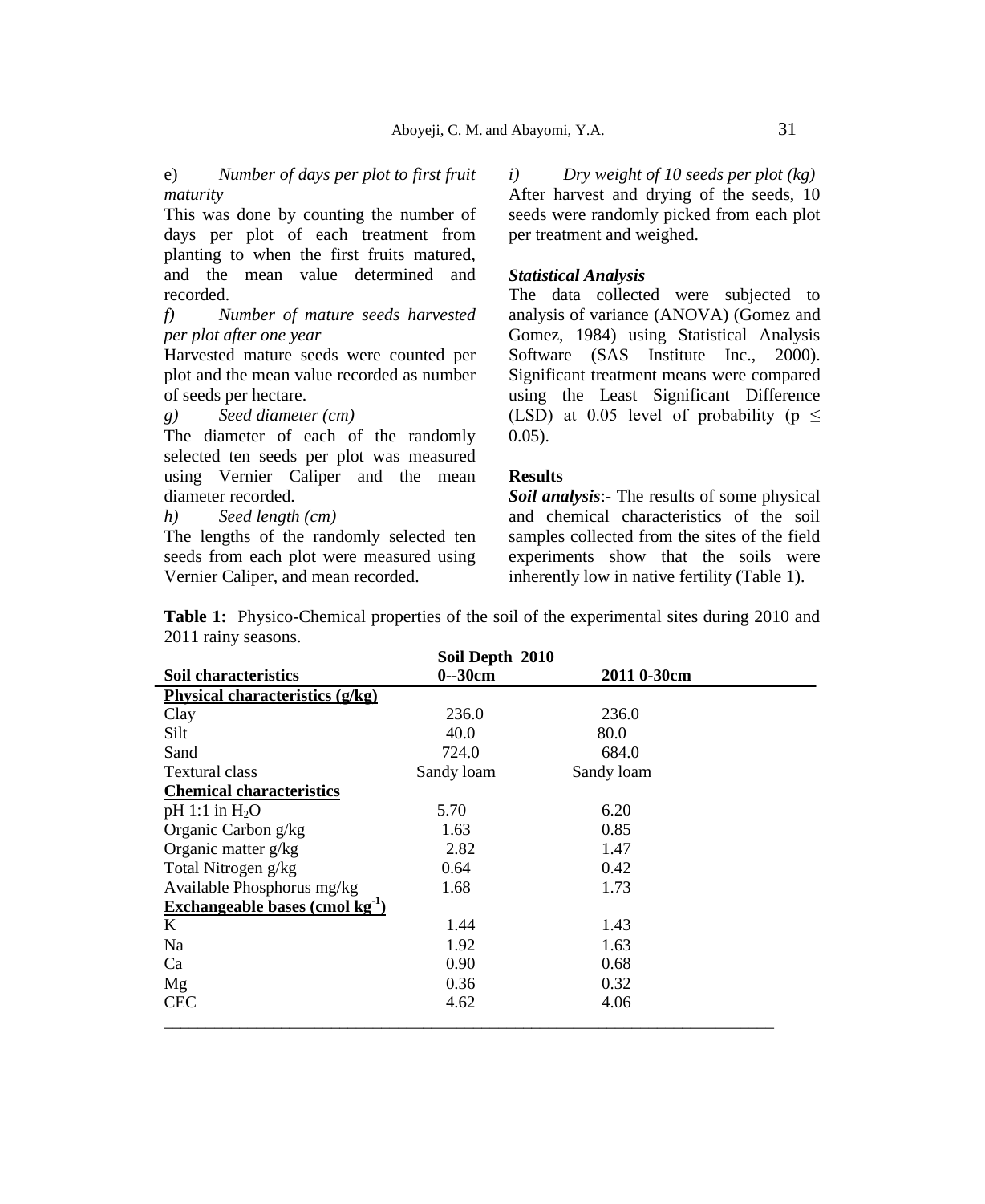e) *Number of days per plot to first fruit maturity*

This was done by counting the number of days per plot of each treatment from planting to when the first fruits matured, and the mean value determined and recorded.

*f) Number of mature seeds harvested per plot after one year*

Harvested mature seeds were counted per plot and the mean value recorded as number of seeds per hectare.

*g) Seed diameter (cm)*

The diameter of each of the randomly selected ten seeds per plot was measured using Vernier Caliper and the mean diameter recorded.

*h) Seed length (cm)*

The lengths of the randomly selected ten seeds from each plot were measured using Vernier Caliper, and mean recorded.

*i) Dry weight of 10 seeds per plot (kg)*

After harvest and drying of the seeds, 10 seeds were randomly picked from each plot per treatment and weighed.

### *Statistical Analysis*

The data collected were subjected to analysis of variance (ANOVA) (Gomez and Gomez, 1984) using Statistical Analysis Software (SAS Institute Inc., 2000). Significant treatment means were compared using the Least Significant Difference (LSD) at 0.05 level of probability ($p \leq 0.05$).

### Results

***Soil analysis***:- The results of some physical and chemical characteristics of the soil samples collected from the sites of the field experiments show that the soils were inherently low in native fertility (Table 1).

**Table 1:** Physico-Chemical properties of the soil of the experimental sites during 2010 and 2011 rainy seasons.

| Soil characteristics | Soil Depth 2010 0--30cm | 2011 0-30cm |
|---|---|---|
| **Physical characteristics (g/kg)** | | |
| Clay | 236.0 | 236.0 |
| Silt | 40.0 | 80.0 |
| Sand | 724.0 | 684.0 |
| Textural class | Sandy loam | Sandy loam |
| **Chemical characteristics** | | |
| pH 1:1 in $H_2O$ | 5.70 | 6.20 |
| Organic Carbon g/kg | 1.63 | 0.85 |
| Organic matter g/kg | 2.82 | 1.47 |
| Total Nitrogen g/kg | 0.64 | 0.42 |
| Available Phosphorus mg/kg | 1.68 | 1.73 |
| **Exchangeable bases (cmol $kg^{-1}$)** | | |
| K | 1.44 | 1.43 |
| Na | 1.92 | 1.63 |
| Ca | 0.90 | 0.68 |
| Mg | 0.36 | 0.32 |
| CEC | 4.62 | 4.06 |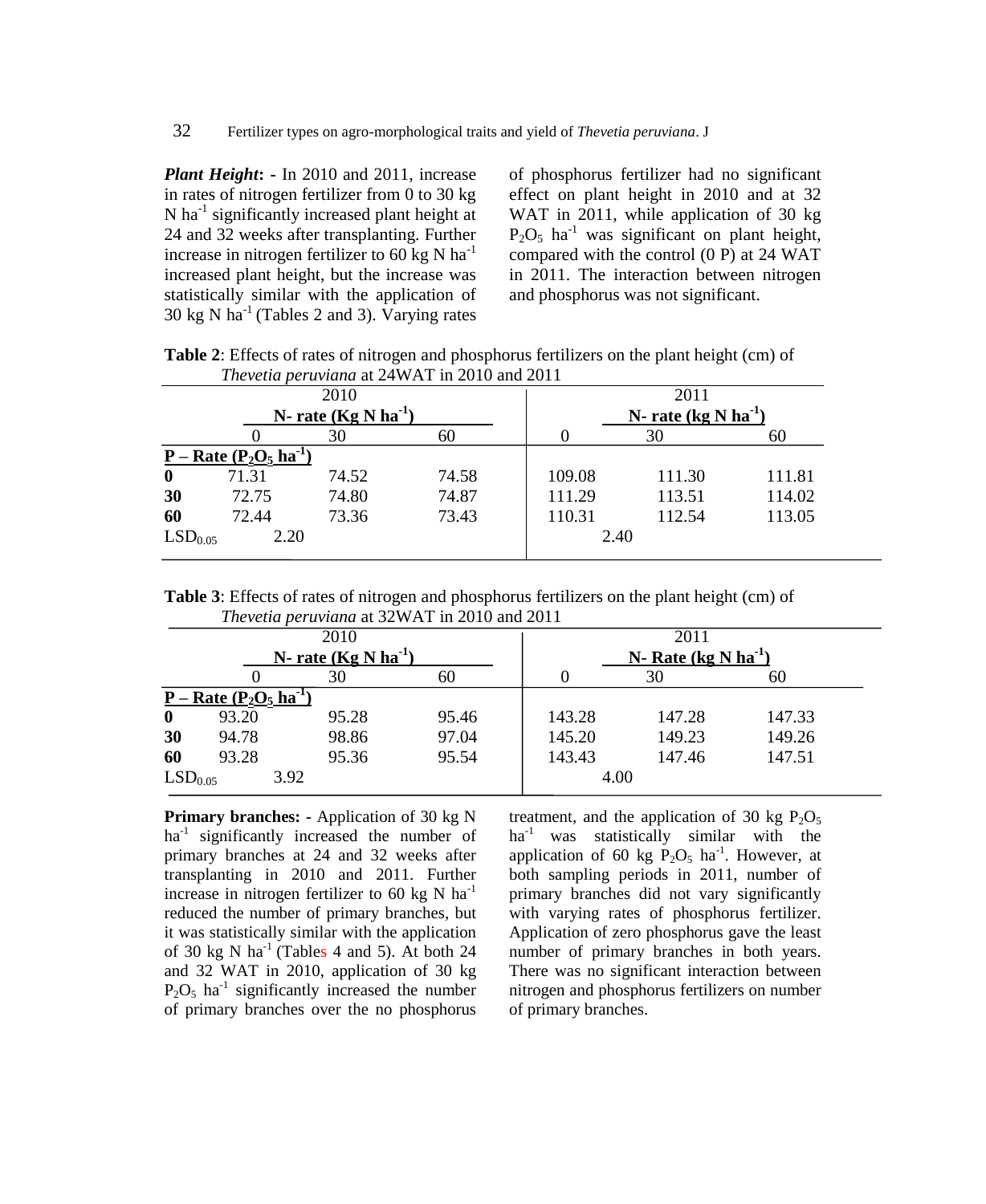***Plant Height*:** - In 2010 and 2011, increase in rates of nitrogen fertilizer from 0 to 30 kg N $ha^{-1}$ significantly increased plant height at 24 and 32 weeks after transplanting. Further increase in nitrogen fertilizer to 60 kg N $ha^{-1}$ increased plant height, but the increase was statistically similar with the application of 30 kg N $ha^{-1}$ (Tables 2 and 3). Varying rates of phosphorus fertilizer had no significant effect on plant height in 2010 and at 32 WAT in 2011, while application of 30 kg $P_2O_5$ $ha^{-1}$ was significant on plant height, compared with the control (0 P) at 24 WAT in 2011. The interaction between nitrogen and phosphorus was not significant.

**Table 2**: Effects of rates of nitrogen and phosphorus fertilizers on the plant height (cm) of *Thevetia peruviana* at 24WAT in 2010 and 2011

| | 2010 | | | 2011 | | |
|---|---|---|---|---|---|---|
| | N- rate (Kg N $ha^{-1}$) | | | N- rate (kg N $ha^{-1}$) | | |
| | 0 | 30 | 60 | 0 | 30 | 60 |
| P – Rate ($P_2O_5$ $ha^{-1}$) | | | | | | |
| **0** | 71.31 | 74.52 | 74.58 | 109.08 | 111.30 | 111.81 |
| **30** | 72.75 | 74.80 | 74.87 | 111.29 | 113.51 | 114.02 |
| **60** | 72.44 | 73.36 | 73.43 | 110.31 | 112.54 | 113.05 |
| $LSD_{0.05}$ | 2.20 | | | 2.40 | | |

**Table 3**: Effects of rates of nitrogen and phosphorus fertilizers on the plant height (cm) of *Thevetia peruviana* at 32WAT in 2010 and 2011

| | 2010 | | | 2011 | | |
|---|---|---|---|---|---|---|
| | N- rate (Kg N $ha^{-1}$) | | | N- Rate (kg N $ha^{-1}$) | | |
| | 0 | 30 | 60 | 0 | 30 | 60 |
| P – Rate ($P_2O_5$ $ha^{-1}$) | | | | | | |
| **0** | 93.20 | 95.28 | 95.46 | 143.28 | 147.28 | 147.33 |
| **30** | 94.78 | 98.86 | 97.04 | 145.20 | 149.23 | 149.26 |
| **60** | 93.28 | 95.36 | 95.54 | 143.43 | 147.46 | 147.51 |
| $LSD_{0.05}$ | 3.92 | | | 4.00 | | |

**Primary branches: -** Application of 30 kg N $ha^{-1}$ significantly increased the number of primary branches at 24 and 32 weeks after transplanting in 2010 and 2011. Further increase in nitrogen fertilizer to 60 kg N $ha^{-1}$ reduced the number of primary branches, but it was statistically similar with the application of 30 kg N $ha^{-1}$ (Tables 4 and 5). At both 24 and 32 WAT in 2010, application of 30 kg $P_2O_5$ $ha^{-1}$ significantly increased the number of primary branches over the no phosphorus treatment, and the application of 30 kg $P_2O_5$ $ha^{-1}$ was statistically similar with the application of 60 kg $P_2O_5$ $ha^{-1}$. However, at both sampling periods in 2011, number of primary branches did not vary significantly with varying rates of phosphorus fertilizer. Application of zero phosphorus gave the least number of primary branches in both years. There was no significant interaction between nitrogen and phosphorus fertilizers on number of primary branches.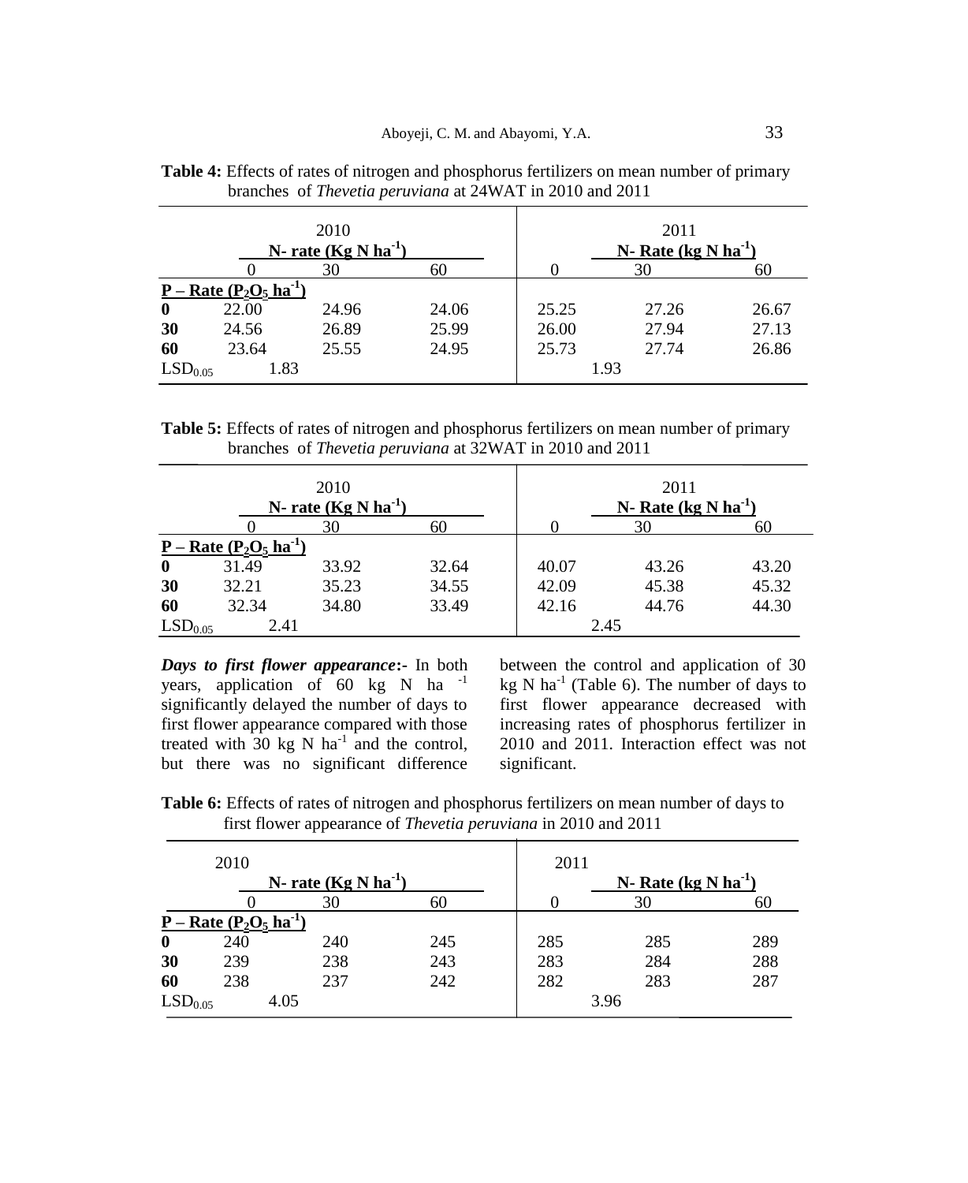**Table 4:** Effects of rates of nitrogen and phosphorus fertilizers on mean number of primary branches of *Thevetia peruviana* at 24WAT in 2010 and 2011

| | 2010 | | | 2011 | | |
|---|---|---|---|---|---|---|
| | N- rate (Kg N $ha^{-1}$) | | | N- Rate (kg N $ha^{-1}$) | | |
| | 0 | 30 | 60 | 0 | 30 | 60 |
| **P – Rate ($P_2O_5$ $ha^{-1}$)** | | | | | | |
| **0** | 22.00 | 24.96 | 24.06 | 25.25 | 27.26 | 26.67 |
| **30** | 24.56 | 26.89 | 25.99 | 26.00 | 27.94 | 27.13 |
| **60** | 23.64 | 25.55 | 24.95 | 25.73 | 27.74 | 26.86 |
| $LSD_{0.05}$ | 1.83 | | | 1.93 | | |

**Table 5:** Effects of rates of nitrogen and phosphorus fertilizers on mean number of primary branches of *Thevetia peruviana* at 32WAT in 2010 and 2011

| | 2010 | | | 2011 | | |
|---|---|---|---|---|---|---|
| | N- rate (Kg N $ha^{-1}$) | | | N- Rate (kg N $ha^{-1}$) | | |
| | 0 | 30 | 60 | 0 | 30 | 60 |
| **P – Rate ($P_2O_5$ $ha^{-1}$)** | | | | | | |
| **0** | 31.49 | 33.92 | 32.64 | 40.07 | 43.26 | 43.20 |
| **30** | 32.21 | 35.23 | 34.55 | 42.09 | 45.38 | 45.32 |
| **60** | 32.34 | 34.80 | 33.49 | 42.16 | 44.76 | 44.30 |
| $LSD_{0.05}$ | 2.41 | | | 2.45 | | |

***Days to first flower appearance*:-** In both years, application of 60 kg N $ha^{-1}$ significantly delayed the number of days to first flower appearance compared with those treated with 30 kg N $ha^{-1}$ and the control, but there was no significant difference between the control and application of 30 kg N $ha^{-1}$ (Table 6). The number of days to first flower appearance decreased with increasing rates of phosphorus fertilizer in 2010 and 2011. Interaction effect was not significant.

**Table 6:** Effects of rates of nitrogen and phosphorus fertilizers on mean number of days to first flower appearance of *Thevetia peruviana* in 2010 and 2011

| | 2010 | | | 2011 | | |
|---|---|---|---|---|---|---|
| | N- rate (Kg N $ha^{-1}$) | | | N- Rate (kg N $ha^{-1}$) | | |
| | 0 | 30 | 60 | 0 | 30 | 60 |
| **P – Rate ($P_2O_5$ $ha^{-1}$)** | | | | | | |
| **0** | 240 | 240 | 245 | 285 | 285 | 289 |
| **30** | 239 | 238 | 243 | 283 | 284 | 288 |
| **60** | 238 | 237 | 242 | 282 | 283 | 287 |
| $LSD_{0.05}$ | 4.05 | | | 3.96 | | |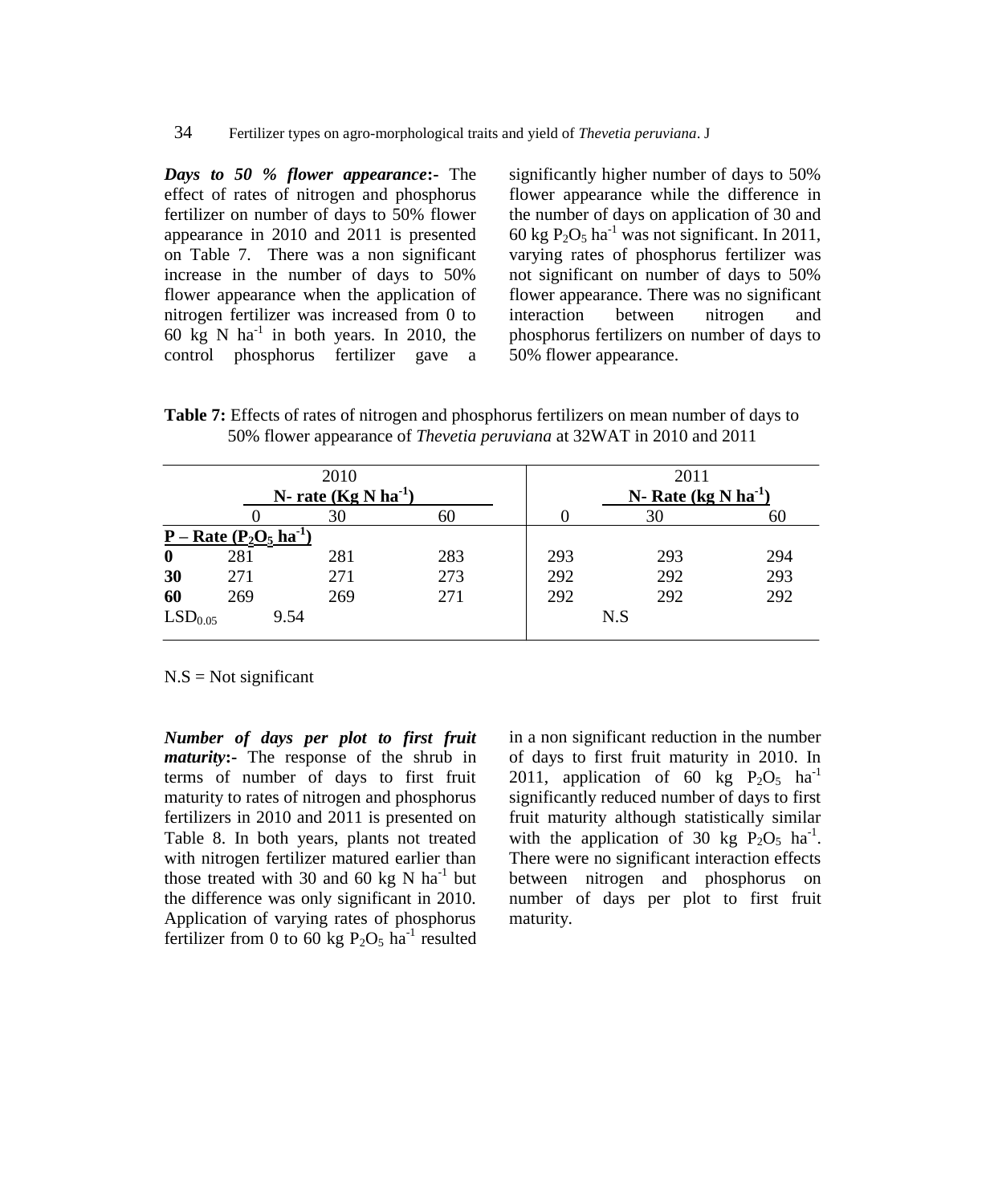***Days to 50 % flower appearance*:-** The effect of rates of nitrogen and phosphorus fertilizer on number of days to 50% flower appearance in 2010 and 2011 is presented on Table 7. There was a non significant increase in the number of days to 50% flower appearance when the application of nitrogen fertilizer was increased from 0 to 60 kg N $ha^{-1}$ in both years. In 2010, the control phosphorus fertilizer gave a significantly higher number of days to 50% flower appearance while the difference in the number of days on application of 30 and 60 kg $P_2O_5$ $ha^{-1}$ was not significant. In 2011, varying rates of phosphorus fertilizer was not significant on number of days to 50% flower appearance. There was no significant interaction between nitrogen and phosphorus fertilizers on number of days to 50% flower appearance.

**Table 7:** Effects of rates of nitrogen and phosphorus fertilizers on mean number of days to 50% flower appearance of *Thevetia peruviana* at 32WAT in 2010 and 2011

| | 2010 | | | 2011 | | |
|---|---|---|---|---|---|---|
| | **N- rate (Kg N $ha^{-1}$)** | | | **N- Rate (kg N $ha^{-1}$)** | | |
| | 0 | 30 | 60 | 0 | 30 | 60 |
| **P – Rate ($P_2O_5$ $ha^{-1}$)** | | | | | | |
| **0** | 281 | 281 | 283 | 293 | 293 | 294 |
| **30** | 271 | 271 | 273 | 292 | 292 | 293 |
| **60** | 269 | 269 | 271 | 292 | 292 | 292 |
| $LSD_{0.05}$ | 9.54 | | | N.S | | |

N.S = Not significant

***Number of days per plot to first fruit maturity*:-** The response of the shrub in terms of number of days to first fruit maturity to rates of nitrogen and phosphorus fertilizers in 2010 and 2011 is presented on Table 8. In both years, plants not treated with nitrogen fertilizer matured earlier than those treated with 30 and 60 kg N $ha^{-1}$ but the difference was only significant in 2010. Application of varying rates of phosphorus fertilizer from 0 to 60 kg $P_2O_5$ $ha^{-1}$ resulted in a non significant reduction in the number of days to first fruit maturity in 2010. In 2011, application of 60 kg $P_2O_5$ $ha^{-1}$ significantly reduced number of days to first fruit maturity although statistically similar with the application of 30 kg $P_2O_5$ $ha^{-1}$. There were no significant interaction effects between nitrogen and phosphorus on number of days per plot to first fruit maturity.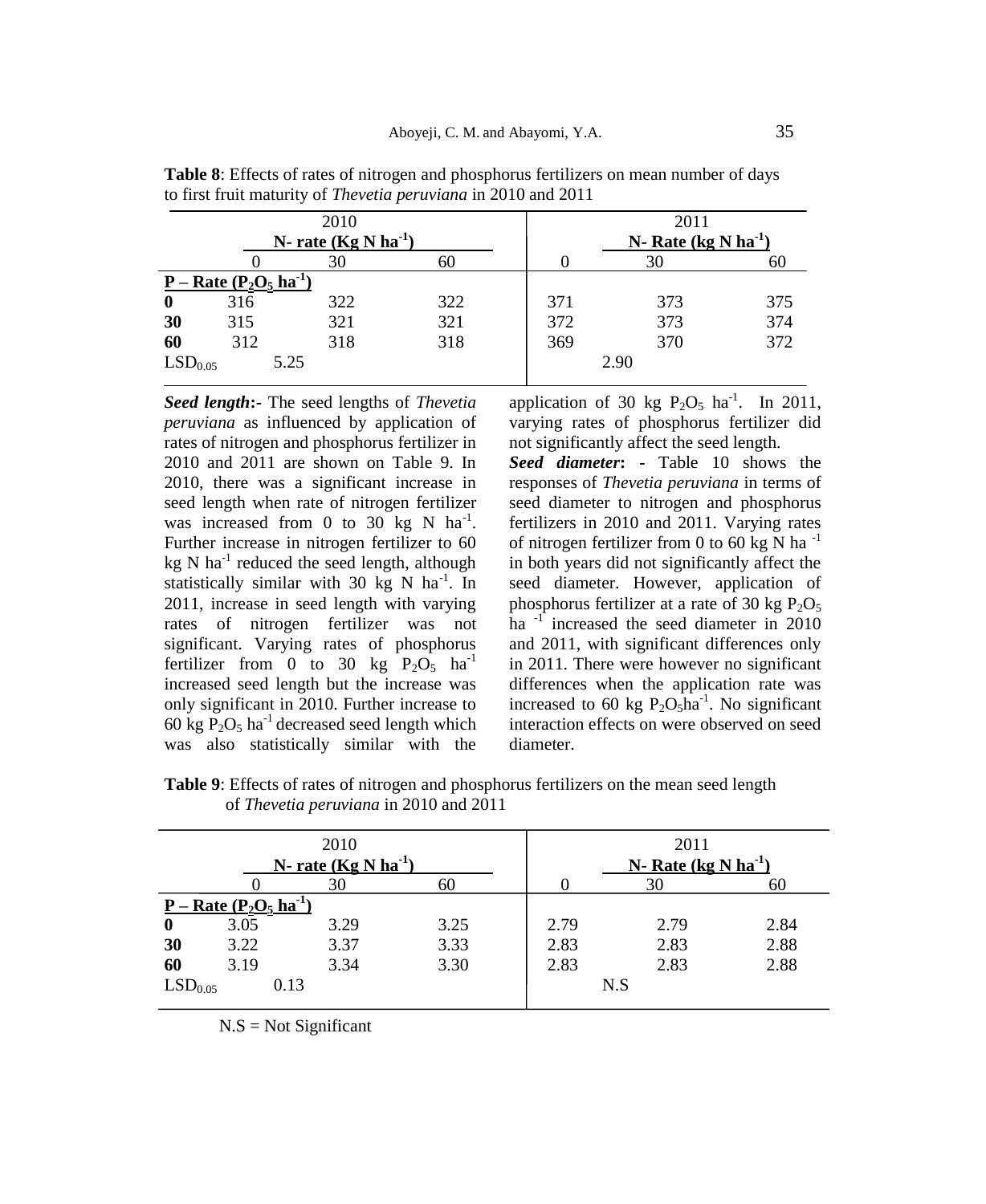**Table 8**: Effects of rates of nitrogen and phosphorus fertilizers on mean number of days to first fruit maturity of *Thevetia peruviana* in 2010 and 2011

| | 2010 | | | 2011 | | |
|---|---|---|---|---|---|---|
| | N- rate (Kg N $ha^{-1}$) | | | N- Rate (kg N $ha^{-1}$) | | |
| | 0 | 30 | 60 | 0 | 30 | 60 |
| **P – Rate ($P_2O_5$ $ha^{-1}$)** | | | | | | |
| **0** | 316 | 322 | 322 | 371 | 373 | 375 |
| **30** | 315 | 321 | 321 | 372 | 373 | 374 |
| **60** | 312 | 318 | 318 | 369 | 370 | 372 |
| $LSD_{0.05}$ | 5.25 | | | 2.90 | | |

***Seed length*:-** The seed lengths of *Thevetia peruviana* as influenced by application of rates of nitrogen and phosphorus fertilizer in 2010 and 2011 are shown on Table 9. In 2010, there was a significant increase in seed length when rate of nitrogen fertilizer was increased from 0 to 30 kg N $ha^{-1}$. Further increase in nitrogen fertilizer to 60 kg N $ha^{-1}$ reduced the seed length, although statistically similar with 30 kg N $ha^{-1}$. In 2011, increase in seed length with varying rates of nitrogen fertilizer was not significant. Varying rates of phosphorus fertilizer from 0 to 30 kg $P_2O_5$ $ha^{-1}$ increased seed length but the increase was only significant in 2010. Further increase to 60 kg $P_2O_5$ $ha^{-1}$ decreased seed length which was also statistically similar with the application of 30 kg $P_2O_5$ $ha^{-1}$. In 2011, varying rates of phosphorus fertilizer did not significantly affect the seed length.

***Seed diameter*: -** Table 10 shows the responses of *Thevetia peruviana* in terms of seed diameter to nitrogen and phosphorus fertilizers in 2010 and 2011. Varying rates of nitrogen fertilizer from 0 to 60 kg N $ha^{-1}$ in both years did not significantly affect the seed diameter. However, application of phosphorus fertilizer at a rate of 30 kg $P_2O_5$ $ha^{-1}$ increased the seed diameter in 2010 and 2011, with significant differences only in 2011. There were however no significant differences when the application rate was increased to 60 kg $P_2O_5 ha^{-1}$. No significant interaction effects on were observed on seed diameter.

**Table 9**: Effects of rates of nitrogen and phosphorus fertilizers on the mean seed length of *Thevetia peruviana* in 2010 and 2011

| | 2010 | | | 2011 | | |
|---|---|---|---|---|---|---|
| | N- rate (Kg N $ha^{-1}$) | | | N- Rate (kg N $ha^{-1}$) | | |
| | 0 | 30 | 60 | 0 | 30 | 60 |
| **P – Rate ($P_2O_5$ $ha^{-1}$)** | | | | | | |
| **0** | 3.05 | 3.29 | 3.25 | 2.79 | 2.79 | 2.84 |
| **30** | 3.22 | 3.37 | 3.33 | 2.83 | 2.83 | 2.88 |
| **60** | 3.19 | 3.34 | 3.30 | 2.83 | 2.83 | 2.88 |
| $LSD_{0.05}$ | 0.13 | | | N.S | | |

N.S = Not Significant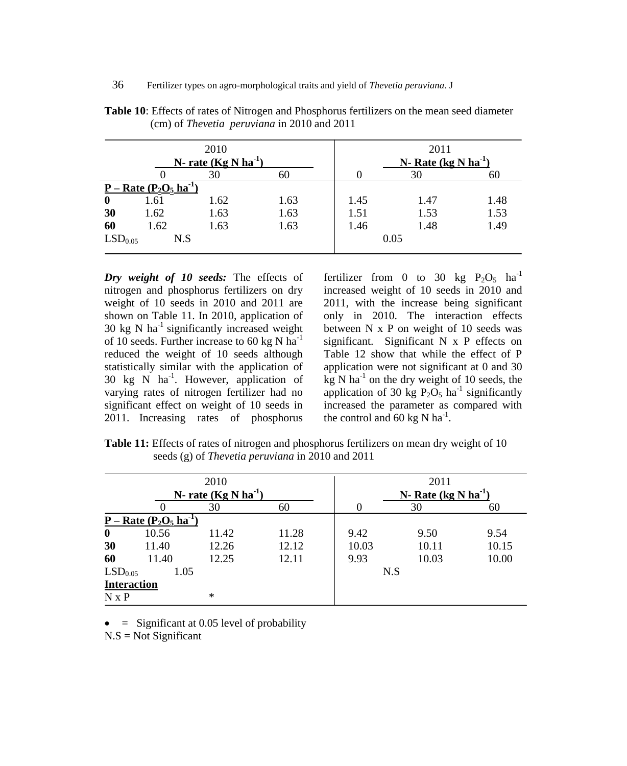**Table 10**: Effects of rates of Nitrogen and Phosphorus fertilizers on the mean seed diameter (cm) of *Thevetia peruviana* in 2010 and 2011

| | 2010 | | | 2011 | | |
|---|---|---|---|---|---|---|
| | **N- rate (Kg N ha$^{-1}$)** | | | **N- Rate (kg N ha$^{-1}$)** | | |
| | 0 | 30 | 60 | 0 | 30 | 60 |
| **P – Rate ($P_2O_5$ ha$^{-1}$)** | | | | | | |
| **0** | 1.61 | 1.62 | 1.63 | 1.45 | 1.47 | 1.48 |
| **30** | 1.62 | 1.63 | 1.63 | 1.51 | 1.53 | 1.53 |
| **60** | 1.62 | 1.63 | 1.63 | 1.46 | 1.48 | 1.49 |
| $LSD_{0.05}$ | N.S | | | 0.05 | | |

***Dry weight of 10 seeds:*** The effects of nitrogen and phosphorus fertilizers on dry weight of 10 seeds in 2010 and 2011 are shown on Table 11. In 2010, application of 30 kg N ha$^{-1}$ significantly increased weight of 10 seeds. Further increase to 60 kg N ha$^{-1}$ reduced the weight of 10 seeds although statistically similar with the application of 30 kg N ha$^{-1}$. However, application of varying rates of nitrogen fertilizer had no significant effect on weight of 10 seeds in 2011. Increasing rates of phosphorus fertilizer from 0 to 30 kg $P_2O_5$ ha$^{-1}$ increased weight of 10 seeds in 2010 and 2011, with the increase being significant only in 2010. The interaction effects between N x P on weight of 10 seeds was significant. Significant N x P effects on Table 12 show that while the effect of P application were not significant at 0 and 30 kg N ha$^{-1}$ on the dry weight of 10 seeds, the application of 30 kg $P_2O_5$ ha$^{-1}$ significantly increased the parameter as compared with the control and 60 kg N ha$^{-1}$.

**Table 11:** Effects of rates of nitrogen and phosphorus fertilizers on mean dry weight of 10 seeds (g) of *Thevetia peruviana* in 2010 and 2011

| | 2010 | | | 2011 | | |
|---|---|---|---|---|---|---|
| | **N- rate (Kg N ha$^{-1}$)** | | | **N- Rate (kg N ha$^{-1}$)** | | |
| | 0 | 30 | 60 | 0 | 30 | 60 |
| **P – Rate ($P_2O_5$ ha$^{-1}$)** | | | | | | |
| **0** | 10.56 | 11.42 | 11.28 | 9.42 | 9.50 | 9.54 |
| **30** | 11.40 | 12.26 | 12.12 | 10.03 | 10.11 | 10.15 |
| **60** | 11.40 | 12.25 | 12.11 | 9.93 | 10.03 | 10.00 |
| $LSD_{0.05}$ | 1.05 | | | N.S | | |
| **Interaction** | | | | | | |
| N x P | | * | | | | |

- = Significant at 0.05 level of probability

N.S = Not Significant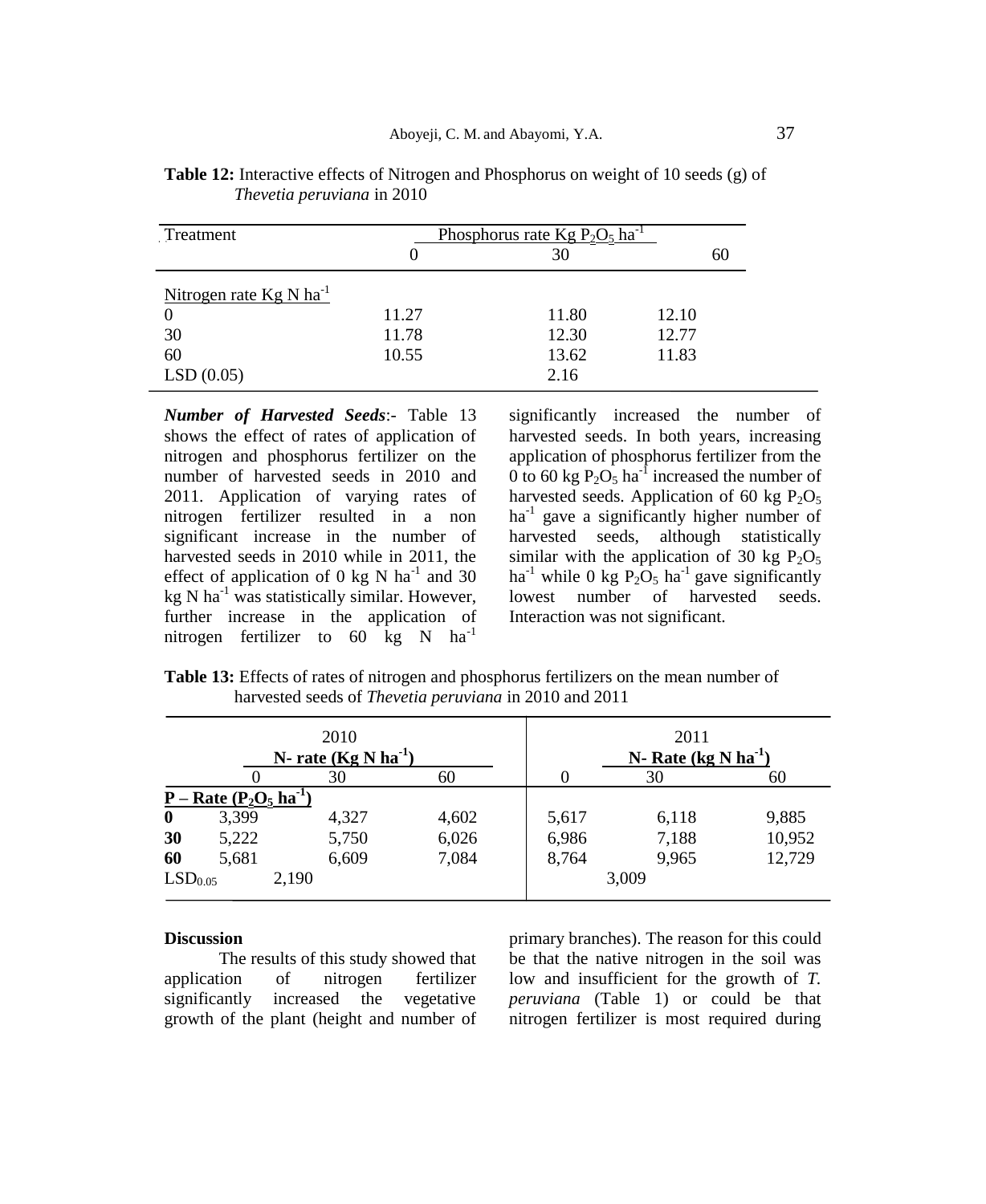**Table 12:** Interactive effects of Nitrogen and Phosphorus on weight of 10 seeds (g) of *Thevetia peruviana* in 2010

| Treatment | Phosphorus rate Kg $P_2O_5$ $ha^{-1}$ | | |
|---|---|---|---|
| | 0 | 30 | 60 |
| Nitrogen rate Kg N $ha^{-1}$ | | | |
| 0 | 11.27 | 11.80 | 12.10 |
| 30 | 11.78 | 12.30 | 12.77 |
| 60 | 10.55 | 13.62 | 11.83 |
| LSD (0.05) | | 2.16 | |

***Number of Harvested Seeds***:- Table 13 shows the effect of rates of application of nitrogen and phosphorus fertilizer on the number of harvested seeds in 2010 and 2011. Application of varying rates of nitrogen fertilizer resulted in a non significant increase in the number of harvested seeds in 2010 while in 2011, the effect of application of 0 kg N $ha^{-1}$ and 30 kg N $ha^{-1}$ was statistically similar. However, further increase in the application of nitrogen fertilizer to 60 kg N $ha^{-1}$ significantly increased the number of harvested seeds. In both years, increasing application of phosphorus fertilizer from the 0 to 60 kg $P_2O_5$ $ha^{-1}$ increased the number of harvested seeds. Application of 60 kg $P_2O_5$ $ha^{-1}$ gave a significantly higher number of harvested seeds, although statistically similar with the application of 30 kg $P_2O_5$ $ha^{-1}$ while 0 kg $P_2O_5$ $ha^{-1}$ gave significantly lowest number of harvested seeds. Interaction was not significant.

**Table 13:** Effects of rates of nitrogen and phosphorus fertilizers on the mean number of harvested seeds of *Thevetia peruviana* in 2010 and 2011

| | 2010 | | | 2011 | | |
|---|---|---|---|---|---|---|
| | **N- rate (Kg N $ha^{-1}$)** | | | **N- Rate (kg N $ha^{-1}$)** | | |
| | 0 | 30 | 60 | 0 | 30 | 60 |
| **P – Rate ($P_2O_5$ $ha^{-1}$)** | | | | | | |
| **0** | 3,399 | 4,327 | 4,602 | 5,617 | 6,118 | 9,885 |
| **30** | 5,222 | 5,750 | 6,026 | 6,986 | 7,188 | 10,952 |
| **60** | 5,681 | 6,609 | 7,084 | 8,764 | 9,965 | 12,729 |
| $LSD_{0.05}$ | 2,190 | | | 3,009 | | |

**Discussion**

The results of this study showed that application of nitrogen fertilizer significantly increased the vegetative growth of the plant (height and number of primary branches). The reason for this could be that the native nitrogen in the soil was low and insufficient for the growth of *T. peruviana* (Table 1) or could be that nitrogen fertilizer is most required during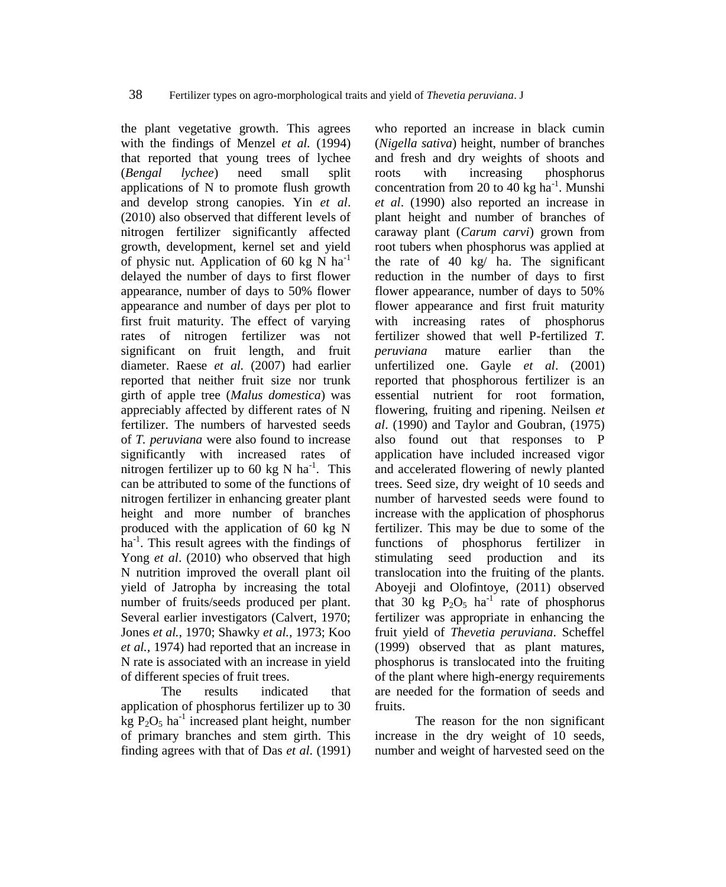the plant vegetative growth. This agrees with the findings of Menzel *et al.* (1994) that reported that young trees of lychee (*Bengal lychee*) need small split applications of N to promote flush growth and develop strong canopies. Yin *et al*. (2010) also observed that different levels of nitrogen fertilizer significantly affected growth, development, kernel set and yield of physic nut. Application of 60 kg N $ha^{-1}$ delayed the number of days to first flower appearance, number of days to 50% flower appearance and number of days per plot to first fruit maturity. The effect of varying rates of nitrogen fertilizer was not significant on fruit length, and fruit diameter. Raese *et al.* (2007) had earlier reported that neither fruit size nor trunk girth of apple tree (*Malus domestica*) was appreciably affected by different rates of N fertilizer. The numbers of harvested seeds of *T. peruviana* were also found to increase significantly with increased rates of nitrogen fertilizer up to 60 kg N $ha^{-1}$. This can be attributed to some of the functions of nitrogen fertilizer in enhancing greater plant height and more number of branches produced with the application of 60 kg N $ha^{-1}$. This result agrees with the findings of Yong *et al*. (2010) who observed that high N nutrition improved the overall plant oil yield of Jatropha by increasing the total number of fruits/seeds produced per plant. Several earlier investigators (Calvert, 1970; Jones *et al.*, 1970; Shawky *et al.*, 1973; Koo *et al.*, 1974) had reported that an increase in N rate is associated with an increase in yield of different species of fruit trees.

The results indicated that application of phosphorus fertilizer up to 30 kg $P_2O_5$ $ha^{-1}$ increased plant height, number of primary branches and stem girth. This finding agrees with that of Das *et al*. (1991) who reported an increase in black cumin (*Nigella sativa*) height, number of branches and fresh and dry weights of shoots and roots with increasing phosphorus concentration from 20 to 40 kg $ha^{-1}$. Munshi *et al*. (1990) also reported an increase in plant height and number of branches of caraway plant (*Carum carvi*) grown from root tubers when phosphorus was applied at the rate of 40 kg/ ha. The significant reduction in the number of days to first flower appearance, number of days to 50% flower appearance and first fruit maturity with increasing rates of phosphorus fertilizer showed that well P-fertilized *T. peruviana* mature earlier than the unfertilized one. Gayle *et al*. (2001) reported that phosphorous fertilizer is an essential nutrient for root formation, flowering, fruiting and ripening. Neilsen *et al*. (1990) and Taylor and Goubran, (1975) also found out that responses to P application have included increased vigor and accelerated flowering of newly planted trees. Seed size, dry weight of 10 seeds and number of harvested seeds were found to increase with the application of phosphorus fertilizer. This may be due to some of the functions of phosphorus fertilizer in stimulating seed production and its translocation into the fruiting of the plants. Aboyeji and Olofintoye, (2011) observed that 30 kg $P_2O_5$ $ha^{-1}$ rate of phosphorus fertilizer was appropriate in enhancing the fruit yield of *Thevetia peruviana*. Scheffel (1999) observed that as plant matures, phosphorus is translocated into the fruiting of the plant where high-energy requirements are needed for the formation of seeds and fruits.

The reason for the non significant increase in the dry weight of 10 seeds, number and weight of harvested seed on the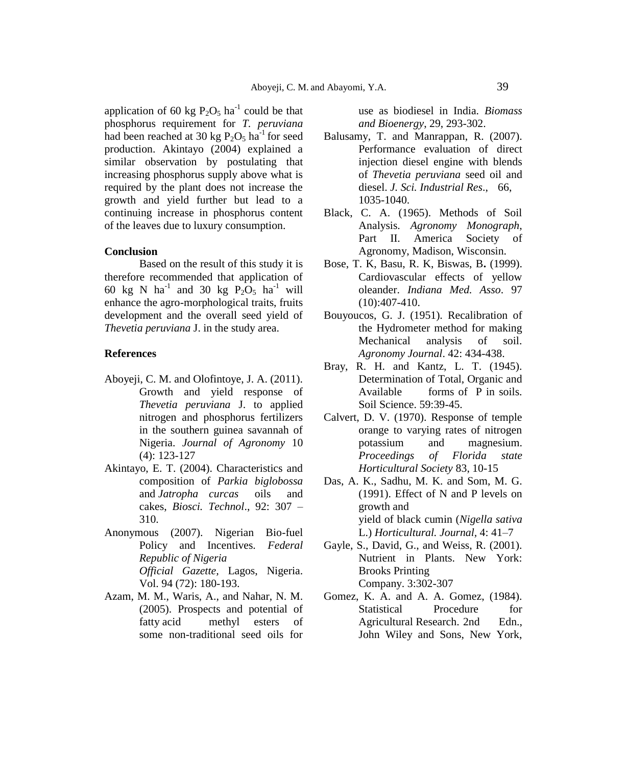application of 60 kg $P_2O_5$ $ha^{-1}$ could be that phosphorus requirement for *T. peruviana* had been reached at 30 kg $P_2O_5$ $ha^{-1}$ for seed production. Akintayo (2004) explained a similar observation by postulating that increasing phosphorus supply above what is required by the plant does not increase the growth and yield further but lead to a continuing increase in phosphorus content of the leaves due to luxury consumption.

## Conclusion

Based on the result of this study it is therefore recommended that application of 60 kg N $ha^{-1}$ and 30 kg $P_2O_5$ $ha^{-1}$ will enhance the agro-morphological traits, fruits development and the overall seed yield of *Thevetia peruviana* J. in the study area.

## References

Aboyeji, C. M. and Olofintoye, J. A. (2011). Growth and yield response of *Thevetia peruviana* J. to applied nitrogen and phosphorus fertilizers in the southern guinea savannah of Nigeria. *Journal of Agronomy* 10 (4): 123-127

Akintayo, E. T. (2004). Characteristics and composition of *Parkia biglobossa* and *Jatropha curcas* oils and cakes, *Biosci. Technol*., 92: 307 – 310.

Anonymous (2007). Nigerian Bio-fuel Policy and Incentives. *Federal Republic of Nigeria Official Gazette*, Lagos, Nigeria. Vol. 94 (72): 180-193.

Azam, M. M., Waris, A., and Nahar, N. M. (2005). Prospects and potential of fatty acid methyl esters of some non-traditional seed oils for use as biodiesel in India. *Biomass and Bioenergy*, 29, 293-302.

Balusamy, T. and Manrappan, R. (2007). Performance evaluation of direct injection diesel engine with blends of *Thevetia peruviana* seed oil and diesel. *J. Sci. Industrial Res*., 66, 1035-1040.

Black, C. A. (1965). Methods of Soil Analysis. *Agronomy Monograph*, Part II. America Society of Agronomy, Madison, Wisconsin.

Bose, T. K, Basu, R. K, Biswas, B**.** (1999). Cardiovascular effects of yellow oleander. *Indiana Med. Asso*. 97 (10):407-410.

Bouyoucos, G. J. (1951). Recalibration of the Hydrometer method for making Mechanical analysis of soil. *Agronomy Journal*. 42: 434-438.

Bray, R. H. and Kantz, L. T. (1945). Determination of Total, Organic and Available forms of P in soils. Soil Science. 59:39-45.

Calvert, D. V. (1970). Response of temple orange to varying rates of nitrogen potassium and magnesium. *Proceedings of Florida state Horticultural Society* 83, 10-15

Das, A. K., Sadhu, M. K. and Som, M. G. (1991). Effect of N and P levels on growth and yield of black cumin (*Nigella sativa* L.) *Horticultural. Journal*, 4: 41–7

Gayle, S., David, G., and Weiss, R. (2001). Nutrient in Plants. New York: Brooks Printing Company. 3:302-307

Gomez, K. A. and A. A. Gomez, (1984). Statistical Procedure for Agricultural Research. 2nd Edn., John Wiley and Sons, New York,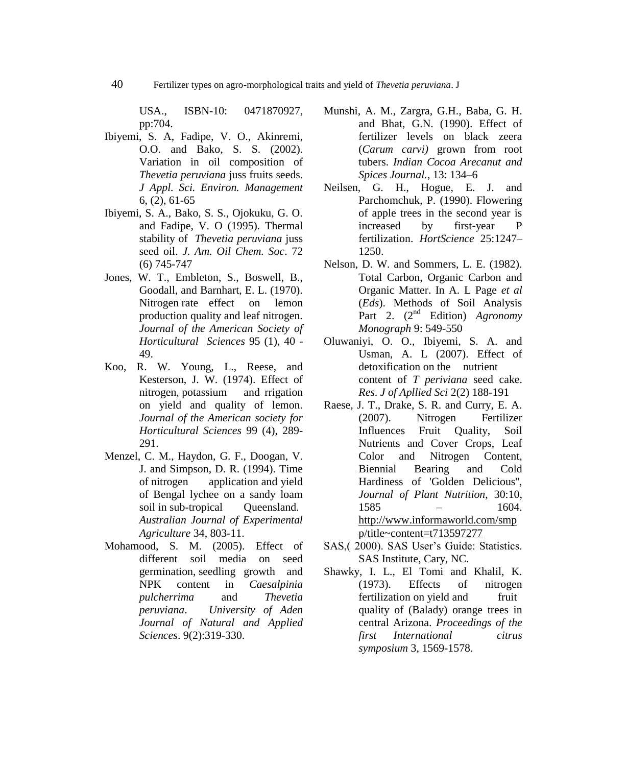USA., ISBN-10: 0471870927, pp:704.

Ibiyemi, S. A, Fadipe, V. O., Akinremi, O.O. and Bako, S. S. (2002). Variation in oil composition of *Thevetia peruviana* juss fruits seeds. *J Appl. Sci. Environ. Management* 6, (2), 61-65

Ibiyemi, S. A., Bako, S. S., Ojokuku, G. O. and Fadipe, V. O (1995). Thermal stability of *Thevetia peruviana* juss seed oil. *J. Am. Oil Chem. Soc*. 72 (6) 745-747

Jones, W. T., Embleton, S., Boswell, B., Goodall, and Barnhart, E. L. (1970). Nitrogen rate effect on lemon production quality and leaf nitrogen. *Journal of the American Society of Horticultural Sciences* 95 (1), 40 - 49.

Koo, R. W. Young, L., Reese, and Kesterson, J. W. (1974). Effect of nitrogen, potassium and rrigation on yield and quality of lemon. *Journal of the American society for Horticultural Sciences* 99 (4), 289-291.

Menzel, C. M., Haydon, G. F., Doogan, V. J. and Simpson, D. R. (1994). Time of nitrogen application and yield of Bengal lychee on a sandy loam soil in sub-tropical Queensland. *Australian Journal of Experimental Agriculture* 34, 803-11.

Mohamood, S. M. (2005). Effect of different soil media on seed germination, seedling growth and NPK content in *Caesalpinia pulcherrima* and *Thevetia peruviana*. *University of Aden Journal of Natural and Applied Sciences*. 9(2):319-330.

Munshi, A. M., Zargra, G.H., Baba, G. H. and Bhat, G.N. (1990). Effect of fertilizer levels on black zeera (*Carum carvi)* grown from root tubers. *Indian Cocoa Arecanut and Spices Journal.*, 13: 134–6

Neilsen, G. H., Hogue, E. J. and Parchomchuk, P. (1990). Flowering of apple trees in the second year is increased by first-year P fertilization. *HortScience* 25:1247–1250.

Nelson, D. W. and Sommers, L. E. (1982). Total Carbon, Organic Carbon and Organic Matter. In A. L Page *et al* (*Eds*). Methods of Soil Analysis Part 2. (2nd Edition) *Agronomy Monograph* 9: 549-550

Oluwaniyi, O. O., Ibiyemi, S. A. and Usman, A. L (2007). Effect of detoxification on the nutrient content of *T periviana* seed cake. *Res. J of Apllied Sci* 2(2) 188-191

Raese, J. T., Drake, S. R. and Curry, E. A. (2007). Nitrogen Fertilizer Influences Fruit Quality, Soil Nutrients and Cover Crops, Leaf Color and Nitrogen Content, Biennial Bearing and Cold Hardiness of 'Golden Delicious'', *Journal of Plant Nutrition*, 30:10, 1585 – 1604. http://www.informaworld.com/smpp/title~content=t713597277

SAS,( 2000). SAS User's Guide: Statistics. SAS Institute, Cary, NC.

Shawky, I. L., El Tomi and Khalil, K. (1973). Effects of nitrogen fertilization on yield and fruit quality of (Balady) orange trees in central Arizona. *Proceedings of the first International citrus symposium* 3, 1569-1578.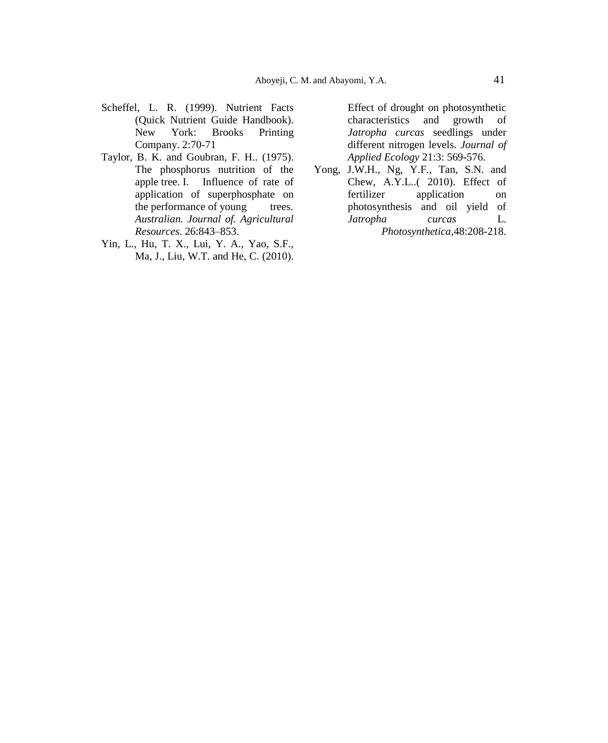Scheffel, L. R. (1999). Nutrient Facts (Quick Nutrient Guide Handbook). New York: Brooks Printing Company. 2:70-71

Taylor, B. K. and Goubran, F. H.. (1975). The phosphorus nutrition of the apple tree. I. Influence of rate of application of superphosphate on the performance of young trees. *Australian. Journal of. Agricultural Resources*. 26:843–853.

Yin, L., Hu, T. X., Lui, Y. A., Yao, S.F., Ma, J., Liu, W.T. and He, C. (2010). Effect of drought on photosynthetic characteristics and growth of *Jatropha curcas* seedlings under different nitrogen levels. *Journal of Applied Ecology* 21:3: 569-576.

Yong, J.W.H., Ng, Y.F., Tan, S.N. and Chew, A.Y.L..( 2010). Effect of fertilizer application on photosynthesis and oil yield of *Jatropha curcas* L. *Photosynthetica*,48:208-218.